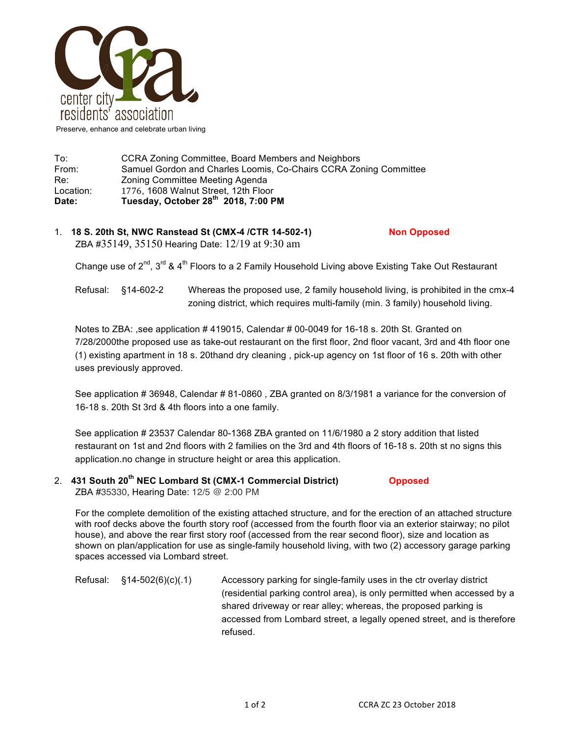center city residents' association

Preserve, enhance and celebrate urban living

To: CCRA Zoning Committee, Board Members and Neighbors
From: Samuel Gordon and Charles Loomis, Co-Chairs CCRA Zoning Committee
Re: Zoning Committee Meeting Agenda
Location: 1776, 1608 Walnut Street, 12th Floor
**Date: Tuesday, October 28th 2018, 7:00 PM**

1. **18 S. 20th St, NWC Ranstead St (CMX-4 /CTR 14-502-1)** **Non Opposed**
   ZBA #35149, 35150 Hearing Date: 12/19 at 9:30 am

   Change use of 2nd, 3rd & 4th Floors to a 2 Family Household Living above Existing Take Out Restaurant

   Refusal: §14-602-2 Whereas the proposed use, 2 family household living, is prohibited in the cmx-4 zoning district, which requires multi-family (min. 3 family) household living.

   Notes to ZBA: ,see application # 419015, Calendar # 00-0049 for 16-18 s. 20th St. Granted on 7/28/2000the proposed use as take-out restaurant on the first floor, 2nd floor vacant, 3rd and 4th floor one (1) existing apartment in 18 s. 20thand dry cleaning , pick-up agency on 1st floor of 16 s. 20th with other uses previously approved.

   See application # 36948, Calendar # 81-0860 , ZBA granted on 8/3/1981 a variance for the conversion of 16-18 s. 20th St 3rd & 4th floors into a one family.

   See application # 23537 Calendar 80-1368 ZBA granted on 11/6/1980 a 2 story addition that listed restaurant on 1st and 2nd floors with 2 families on the 3rd and 4th floors of 16-18 s. 20th st no signs this application.no change in structure height or area this application.

2. **431 South 20th NEC Lombard St (CMX-1 Commercial District)** **Opposed**
   ZBA #35330, Hearing Date: 12/5 @ 2:00 PM

   For the complete demolition of the existing attached structure, and for the erection of an attached structure with roof decks above the fourth story roof (accessed from the fourth floor via an exterior stairway; no pilot house), and above the rear first story roof (accessed from the rear second floor), size and location as shown on plan/application for use as single-family household living, with two (2) accessory garage parking spaces accessed via Lombard street.

   Refusal: §14-502(6)(c)(.1) Accessory parking for single-family uses in the ctr overlay district (residential parking control area), is only permitted when accessed by a shared driveway or rear alley; whereas, the proposed parking is accessed from Lombard street, a legally opened street, and is therefore refused.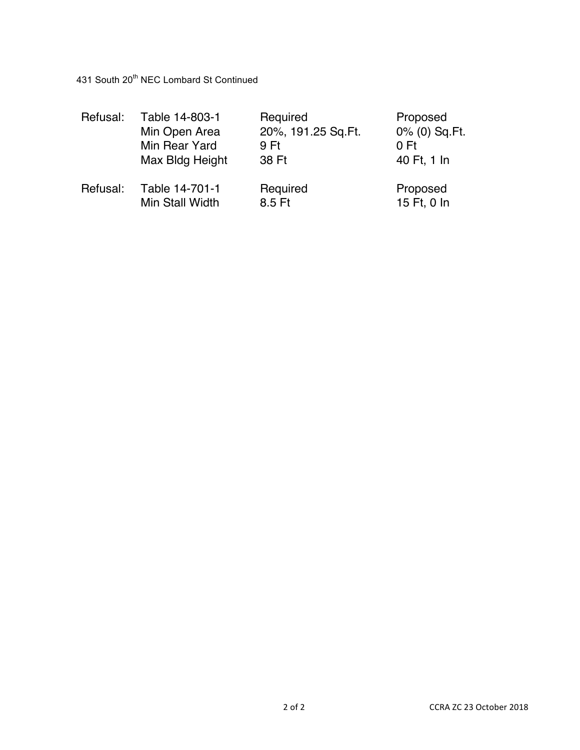431 South 20th NEC Lombard St Continued

| | | | |
|---|---|---|---|
| Refusal: | Table 14-803-1 | Required | Proposed |
| | Min Open Area | 20%, 191.25 Sq.Ft. | 0% (0) Sq.Ft. |
| | Min Rear Yard | 9 Ft | 0 Ft |
| | Max Bldg Height | 38 Ft | 40 Ft, 1 In |
| Refusal: | Table 14-701-1 | Required | Proposed |
| | Min Stall Width | 8.5 Ft | 15 Ft, 0 In |

CCRA ZC 23 October 2018